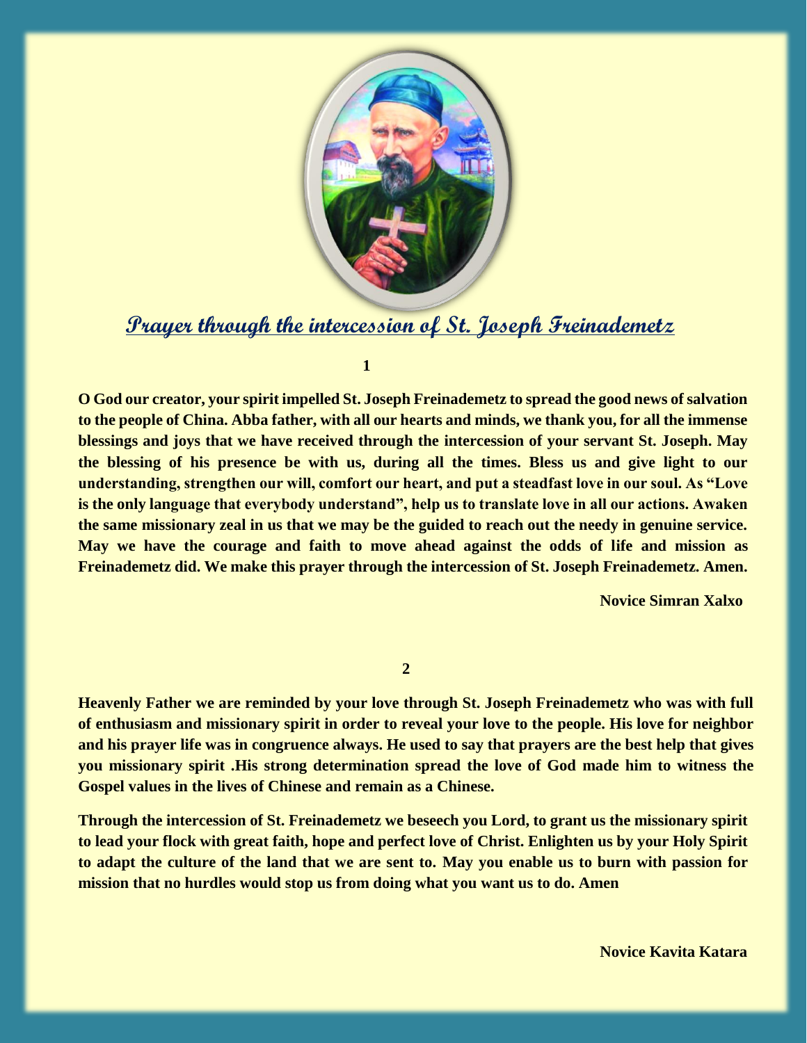## Prayer through the intercession of St. Joseph Freinademetz

**1**

**O God our creator, your spirit impelled St. Joseph Freinademetz to spread the good news of salvation to the people of China. Abba father, with all our hearts and minds, we thank you, for all the immense blessings and joys that we have received through the intercession of your servant St. Joseph. May the blessing of his presence be with us, during all the times. Bless us and give light to our understanding, strengthen our will, comfort our heart, and put a steadfast love in our soul. As "Love is the only language that everybody understand", help us to translate love in all our actions. Awaken the same missionary zeal in us that we may be the guided to reach out the needy in genuine service. May we have the courage and faith to move ahead against the odds of life and mission as Freinademetz did. We make this prayer through the intercession of St. Joseph Freinademetz. Amen.**

**Novice Simran Xalxo**

**2**

**Heavenly Father we are reminded by your love through St. Joseph Freinademetz who was with full of enthusiasm and missionary spirit in order to reveal your love to the people. His love for neighbor and his prayer life was in congruence always. He used to say that prayers are the best help that gives you missionary spirit .His strong determination spread the love of God made him to witness the Gospel values in the lives of Chinese and remain as a Chinese.**

**Through the intercession of St. Freinademetz we beseech you Lord, to grant us the missionary spirit to lead your flock with great faith, hope and perfect love of Christ. Enlighten us by your Holy Spirit to adapt the culture of the land that we are sent to. May you enable us to burn with passion for mission that no hurdles would stop us from doing what you want us to do. Amen**

**Novice Kavita Katara**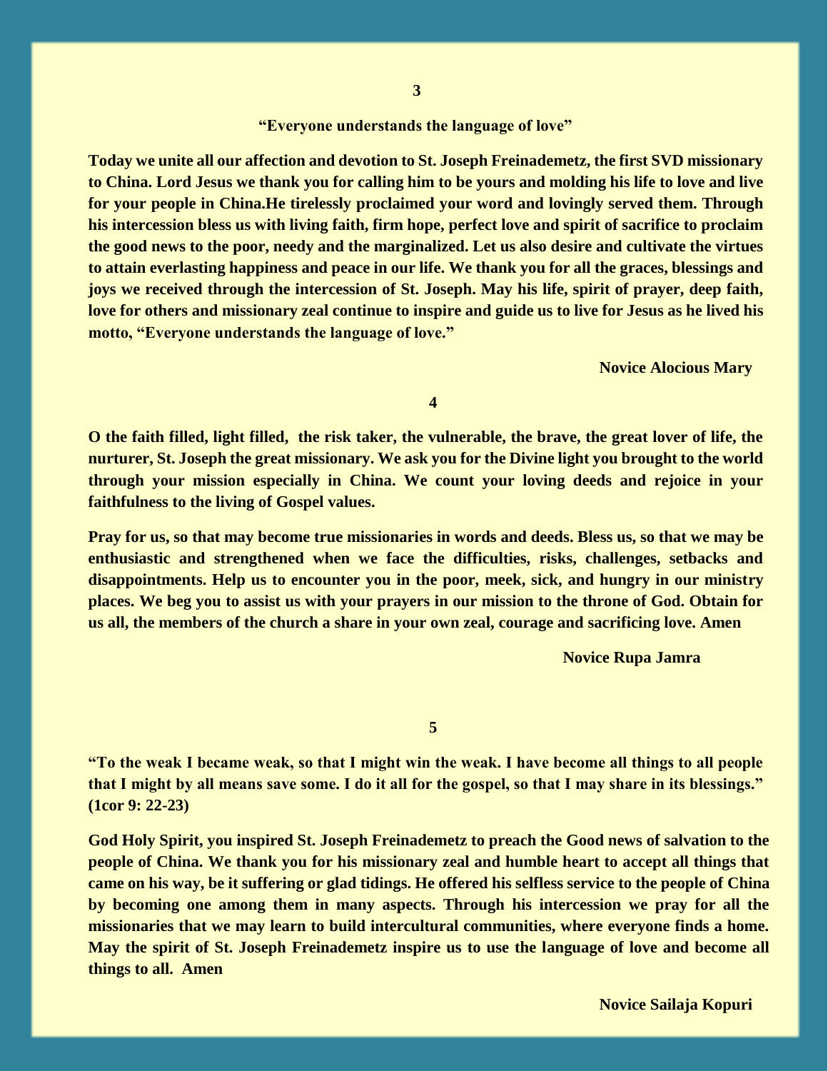**3**

**"Everyone understands the language of love"**

**Today we unite all our affection and devotion to St. Joseph Freinademetz, the first SVD missionary to China. Lord Jesus we thank you for calling him to be yours and molding his life to love and live for your people in China.He tirelessly proclaimed your word and lovingly served them. Through his intercession bless us with living faith, firm hope, perfect love and spirit of sacrifice to proclaim the good news to the poor, needy and the marginalized. Let us also desire and cultivate the virtues to attain everlasting happiness and peace in our life. We thank you for all the graces, blessings and joys we received through the intercession of St. Joseph. May his life, spirit of prayer, deep faith, love for others and missionary zeal continue to inspire and guide us to live for Jesus as he lived his motto, "Everyone understands the language of love."**

**Novice Alocious Mary**

**4**

**O the faith filled, light filled, the risk taker, the vulnerable, the brave, the great lover of life, the nurturer, St. Joseph the great missionary. We ask you for the Divine light you brought to the world through your mission especially in China. We count your loving deeds and rejoice in your faithfulness to the living of Gospel values.**

**Pray for us, so that may become true missionaries in words and deeds. Bless us, so that we may be enthusiastic and strengthened when we face the difficulties, risks, challenges, setbacks and disappointments. Help us to encounter you in the poor, meek, sick, and hungry in our ministry places. We beg you to assist us with your prayers in our mission to the throne of God. Obtain for us all, the members of the church a share in your own zeal, courage and sacrificing love. Amen**

**Novice Rupa Jamra**

**5**

**"To the weak I became weak, so that I might win the weak. I have become all things to all people that I might by all means save some. I do it all for the gospel, so that I may share in its blessings." (1cor 9: 22-23)**

**God Holy Spirit, you inspired St. Joseph Freinademetz to preach the Good news of salvation to the people of China. We thank you for his missionary zeal and humble heart to accept all things that came on his way, be it suffering or glad tidings. He offered his selfless service to the people of China by becoming one among them in many aspects. Through his intercession we pray for all the missionaries that we may learn to build intercultural communities, where everyone finds a home. May the spirit of St. Joseph Freinademetz inspire us to use the language of love and become all things to all. Amen**

**Novice Sailaja Kopuri**